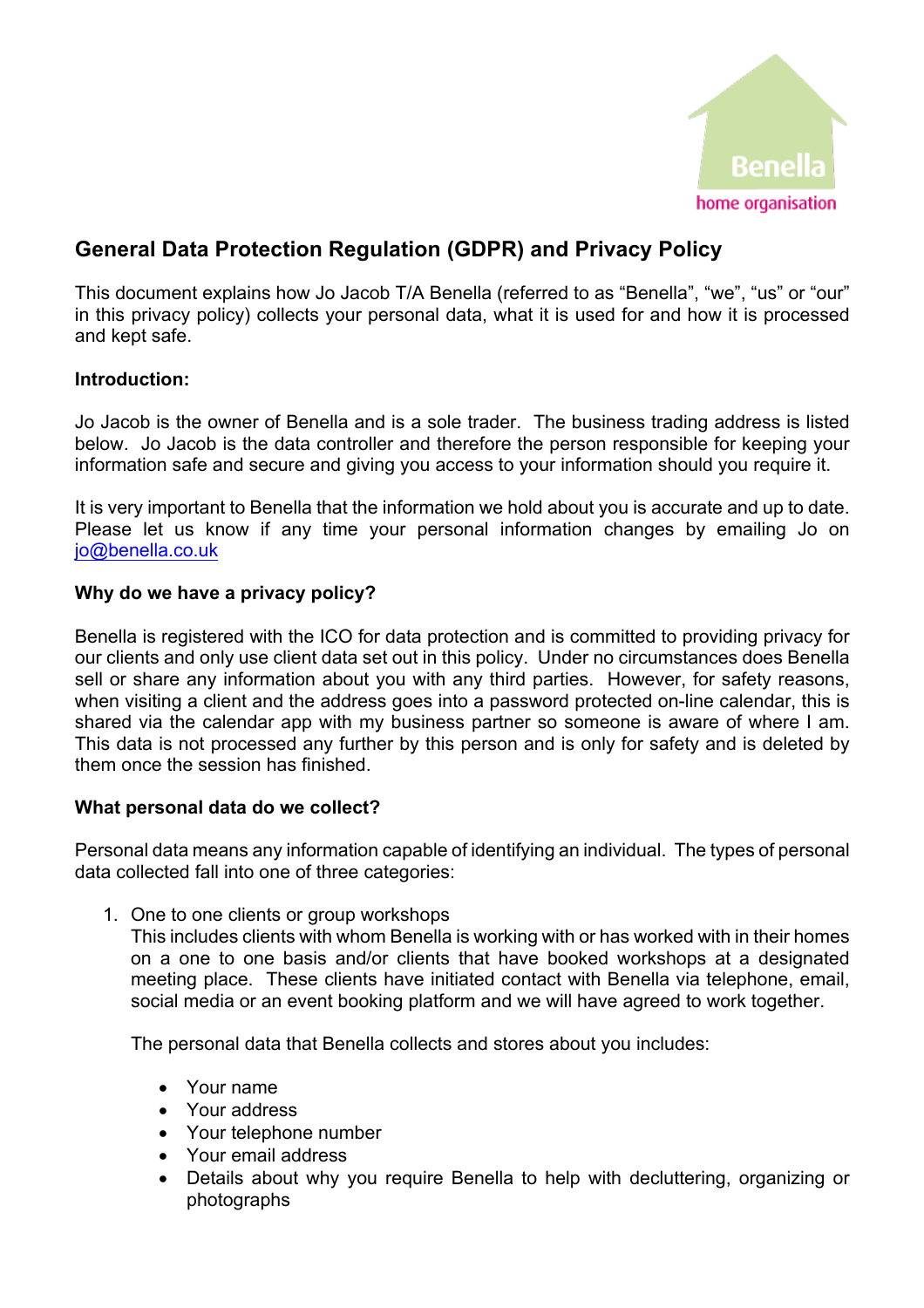Benella

home organisation

## General Data Protection Regulation (GDPR) and Privacy Policy

This document explains how Jo Jacob T/A Benella (referred to as "Benella", "we", "us" or "our" in this privacy policy) collects your personal data, what it is used for and how it is processed and kept safe.

**Introduction:**

Jo Jacob is the owner of Benella and is a sole trader. The business trading address is listed below. Jo Jacob is the data controller and therefore the person responsible for keeping your information safe and secure and giving you access to your information should you require it.

It is very important to Benella that the information we hold about you is accurate and up to date. Please let us know if any time your personal information changes by emailing Jo on jo@benella.co.uk

**Why do we have a privacy policy?**

Benella is registered with the ICO for data protection and is committed to providing privacy for our clients and only use client data set out in this policy. Under no circumstances does Benella sell or share any information about you with any third parties. However, for safety reasons, when visiting a client and the address goes into a password protected on-line calendar, this is shared via the calendar app with my business partner so someone is aware of where I am. This data is not processed any further by this person and is only for safety and is deleted by them once the session has finished.

**What personal data do we collect?**

Personal data means any information capable of identifying an individual. The types of personal data collected fall into one of three categories:

1. One to one clients or group workshops
   This includes clients with whom Benella is working with or has worked with in their homes on a one to one basis and/or clients that have booked workshops at a designated meeting place. These clients have initiated contact with Benella via telephone, email, social media or an event booking platform and we will have agreed to work together.

   The personal data that Benella collects and stores about you includes:

   - Your name
   - Your address
   - Your telephone number
   - Your email address
   - Details about why you require Benella to help with decluttering, organizing or photographs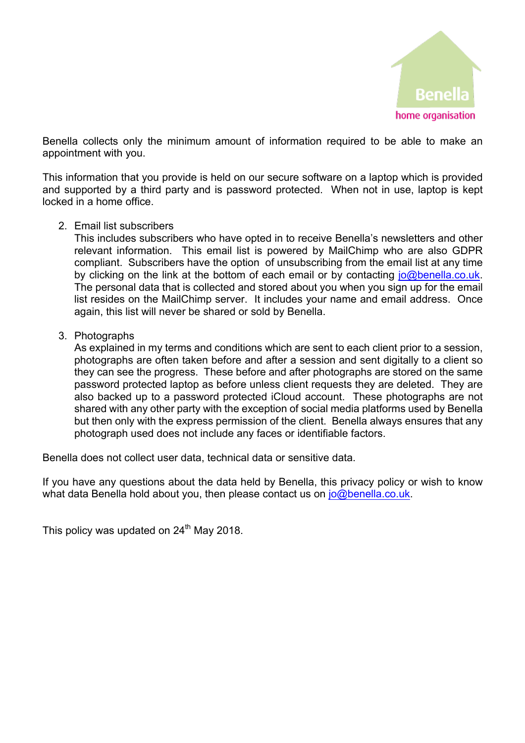Benella collects only the minimum amount of information required to be able to make an appointment with you.

This information that you provide is held on our secure software on a laptop which is provided and supported by a third party and is password protected. When not in use, laptop is kept locked in a home office.

2. Email list subscribers
   This includes subscribers who have opted in to receive Benella's newsletters and other relevant information. This email list is powered by MailChimp who are also GDPR compliant. Subscribers have the option of unsubscribing from the email list at any time by clicking on the link at the bottom of each email or by contacting jo@benella.co.uk. The personal data that is collected and stored about you when you sign up for the email list resides on the MailChimp server. It includes your name and email address. Once again, this list will never be shared or sold by Benella.

3. Photographs
   As explained in my terms and conditions which are sent to each client prior to a session, photographs are often taken before and after a session and sent digitally to a client so they can see the progress. These before and after photographs are stored on the same password protected laptop as before unless client requests they are deleted. They are also backed up to a password protected iCloud account. These photographs are not shared with any other party with the exception of social media platforms used by Benella but then only with the express permission of the client. Benella always ensures that any photograph used does not include any faces or identifiable factors.

Benella does not collect user data, technical data or sensitive data.

If you have any questions about the data held by Benella, this privacy policy or wish to know what data Benella hold about you, then please contact us on jo@benella.co.uk.

This policy was updated on 24th May 2018.